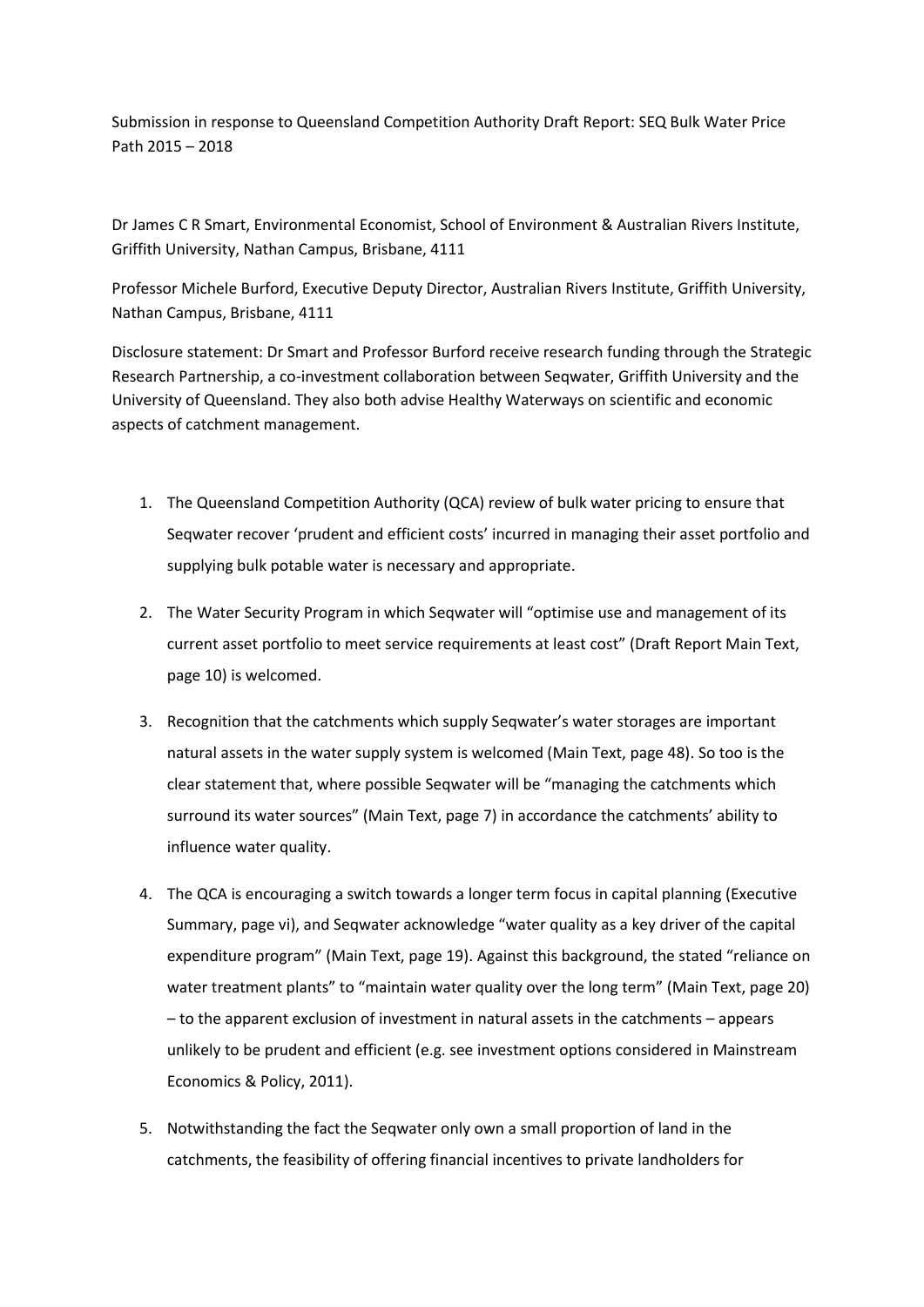Submission in response to Queensland Competition Authority Draft Report: SEQ Bulk Water Price Path 2015 – 2018

Dr James C R Smart, Environmental Economist, School of Environment & Australian Rivers Institute, Griffith University, Nathan Campus, Brisbane, 4111

Professor Michele Burford, Executive Deputy Director, Australian Rivers Institute, Griffith University, Nathan Campus, Brisbane, 4111

Disclosure statement: Dr Smart and Professor Burford receive research funding through the Strategic Research Partnership, a co-investment collaboration between Seqwater, Griffith University and the University of Queensland. They also both advise Healthy Waterways on scientific and economic aspects of catchment management.

1. The Queensland Competition Authority (QCA) review of bulk water pricing to ensure that Seqwater recover 'prudent and efficient costs' incurred in managing their asset portfolio and supplying bulk potable water is necessary and appropriate.

2. The Water Security Program in which Seqwater will "optimise use and management of its current asset portfolio to meet service requirements at least cost" (Draft Report Main Text, page 10) is welcomed.

3. Recognition that the catchments which supply Seqwater's water storages are important natural assets in the water supply system is welcomed (Main Text, page 48). So too is the clear statement that, where possible Seqwater will be "managing the catchments which surround its water sources" (Main Text, page 7) in accordance the catchments' ability to influence water quality.

4. The QCA is encouraging a switch towards a longer term focus in capital planning (Executive Summary, page vi), and Seqwater acknowledge "water quality as a key driver of the capital expenditure program" (Main Text, page 19). Against this background, the stated "reliance on water treatment plants" to "maintain water quality over the long term" (Main Text, page 20) – to the apparent exclusion of investment in natural assets in the catchments – appears unlikely to be prudent and efficient (e.g. see investment options considered in Mainstream Economics & Policy, 2011).

5. Notwithstanding the fact the Seqwater only own a small proportion of land in the catchments, the feasibility of offering financial incentives to private landholders for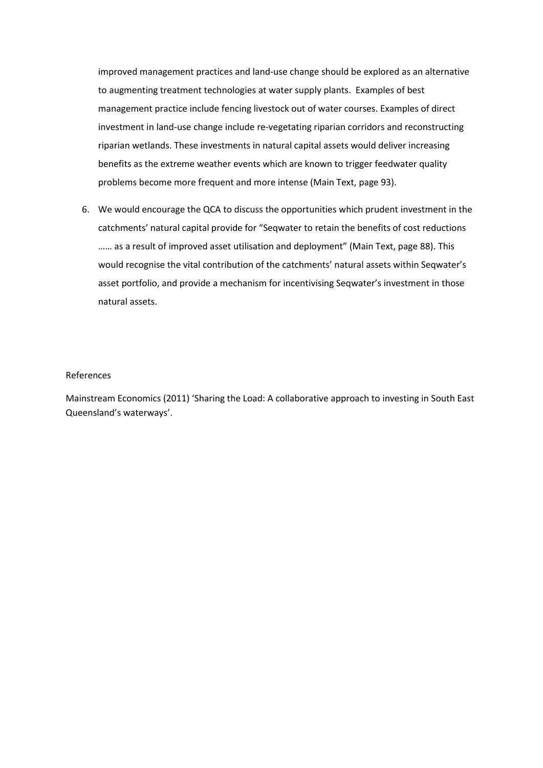improved management practices and land-use change should be explored as an alternative to augmenting treatment technologies at water supply plants. Examples of best management practice include fencing livestock out of water courses. Examples of direct investment in land-use change include re-vegetating riparian corridors and reconstructing riparian wetlands. These investments in natural capital assets would deliver increasing benefits as the extreme weather events which are known to trigger feedwater quality problems become more frequent and more intense (Main Text, page 93).

6. We would encourage the QCA to discuss the opportunities which prudent investment in the catchments' natural capital provide for "Seqwater to retain the benefits of cost reductions …… as a result of improved asset utilisation and deployment" (Main Text, page 88). This would recognise the vital contribution of the catchments' natural assets within Seqwater's asset portfolio, and provide a mechanism for incentivising Seqwater's investment in those natural assets.

References

Mainstream Economics (2011) 'Sharing the Load: A collaborative approach to investing in South East Queensland's waterways'.